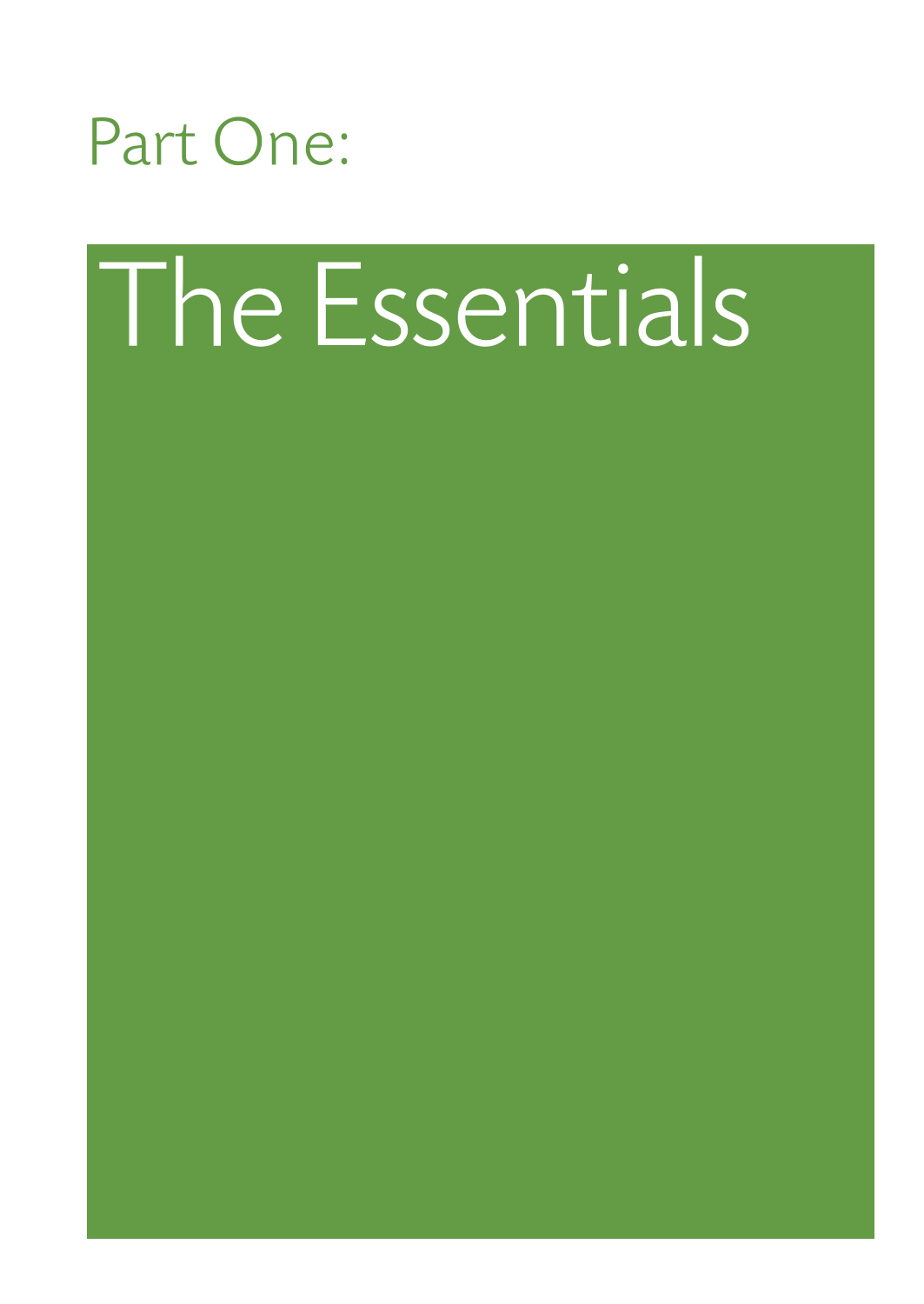# Part One:

# The Essentials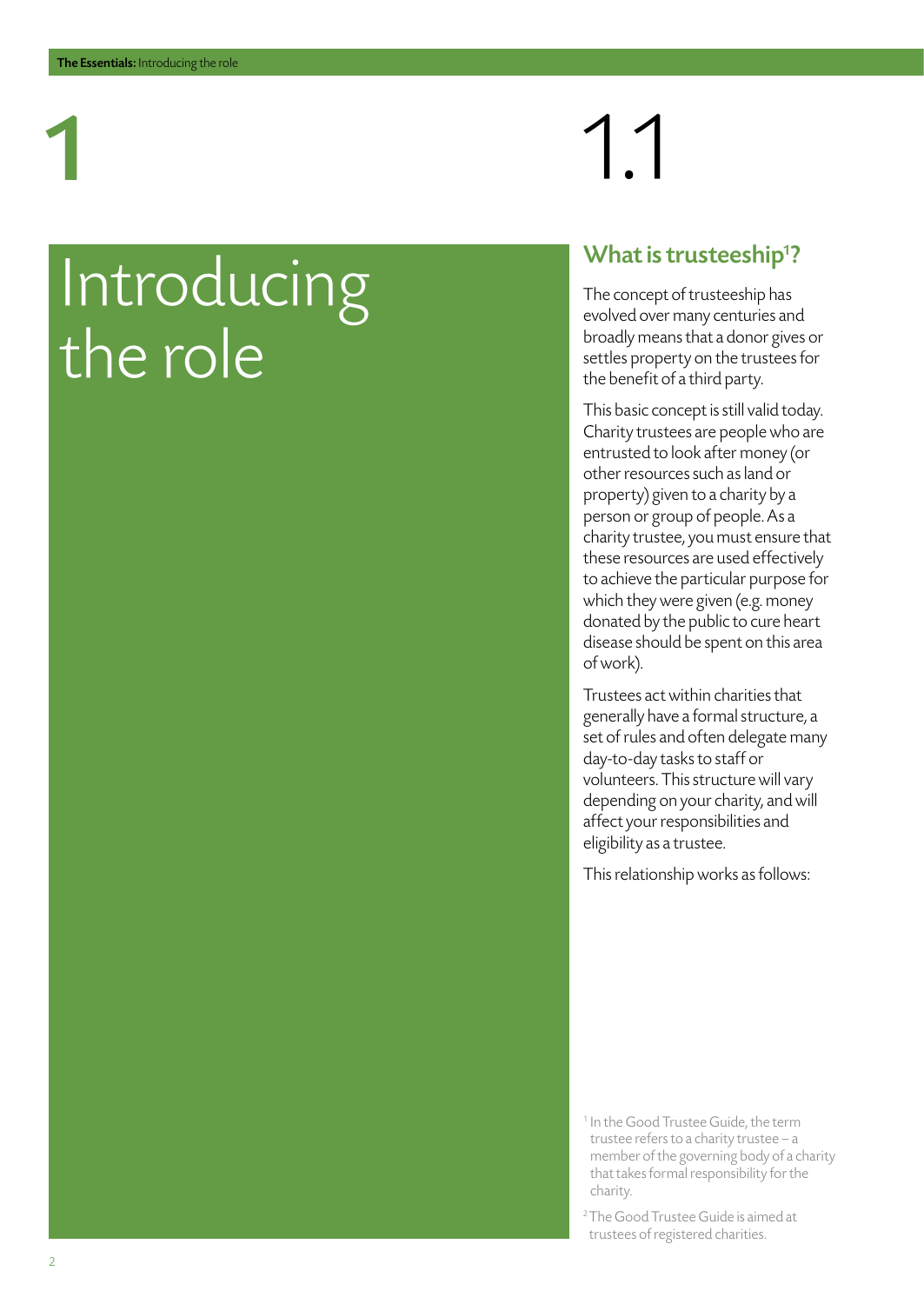# 1 Introducing the role

## 1.1 What is trusteeship[1]?

The concept of trusteeship has evolved over many centuries and broadly means that a donor gives or settles property on the trustees for the benefit of a third party.

This basic concept is still valid today. Charity trustees are people who are entrusted to look after money (or other resources such as land or property) given to a charity by a person or group of people. As a charity trustee, you must ensure that these resources are used effectively to achieve the particular purpose for which they were given (e.g. money donated by the public to cure heart disease should be spent on this area of work).

Trustees act within charities that generally have a formal structure, a set of rules and often delegate many day-to-day tasks to staff or volunteers. This structure will vary depending on your charity, and will affect your responsibilities and eligibility as a trustee.

This relationship works as follows:

[1] In the Good Trustee Guide, the term trustee refers to a charity trustee – a member of the governing body of a charity that takes formal responsibility for the charity.

[2] The Good Trustee Guide is aimed at trustees of registered charities.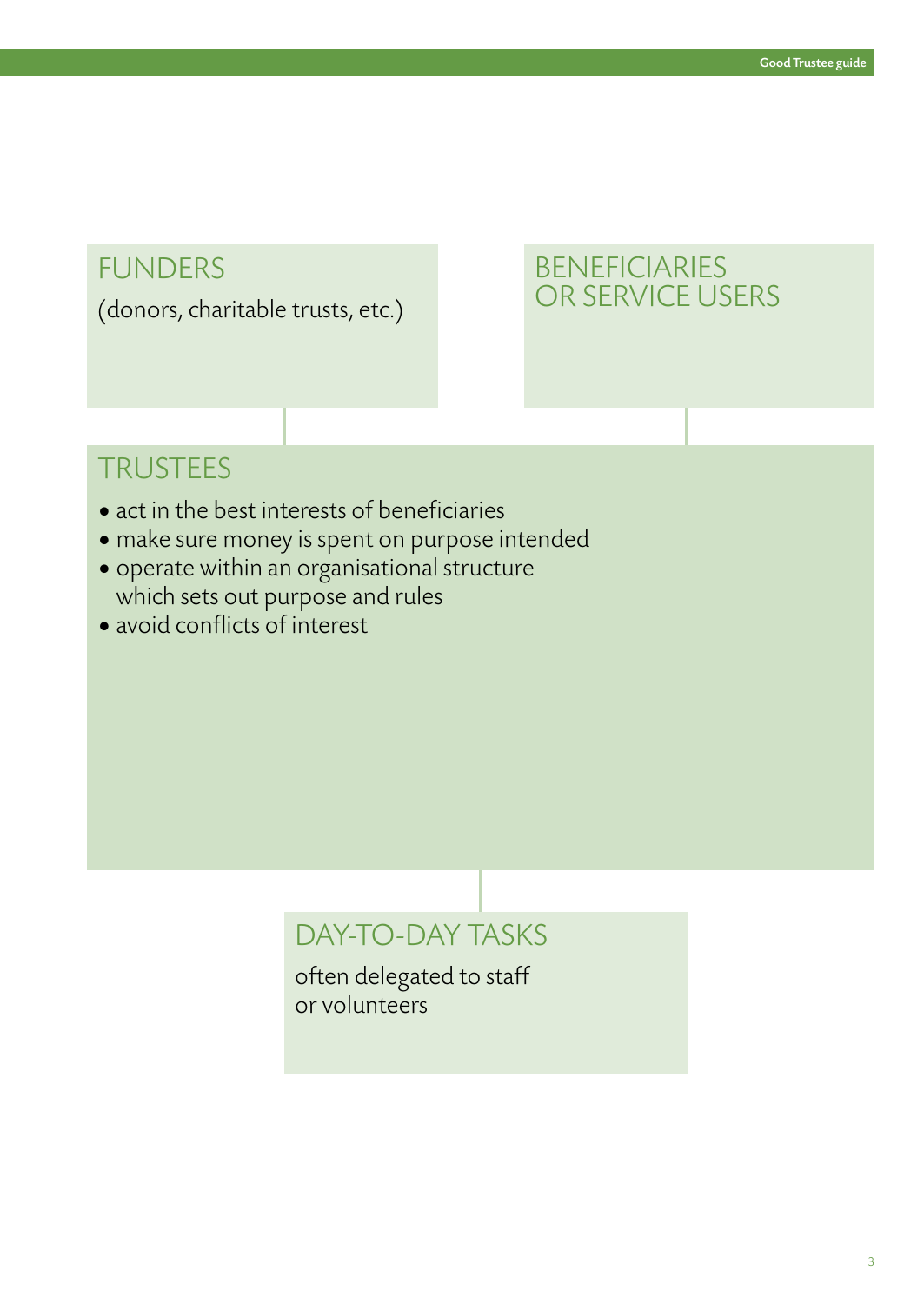## FUNDERS

(donors, charitable trusts, etc.)

## BENEFICIARIES OR SERVICE USERS

## TRUSTEES

- act in the best interests of beneficiaries
- make sure money is spent on purpose intended
- operate within an organisational structure which sets out purpose and rules
- avoid conflicts of interest

## DAY-TO-DAY TASKS

often delegated to staff or volunteers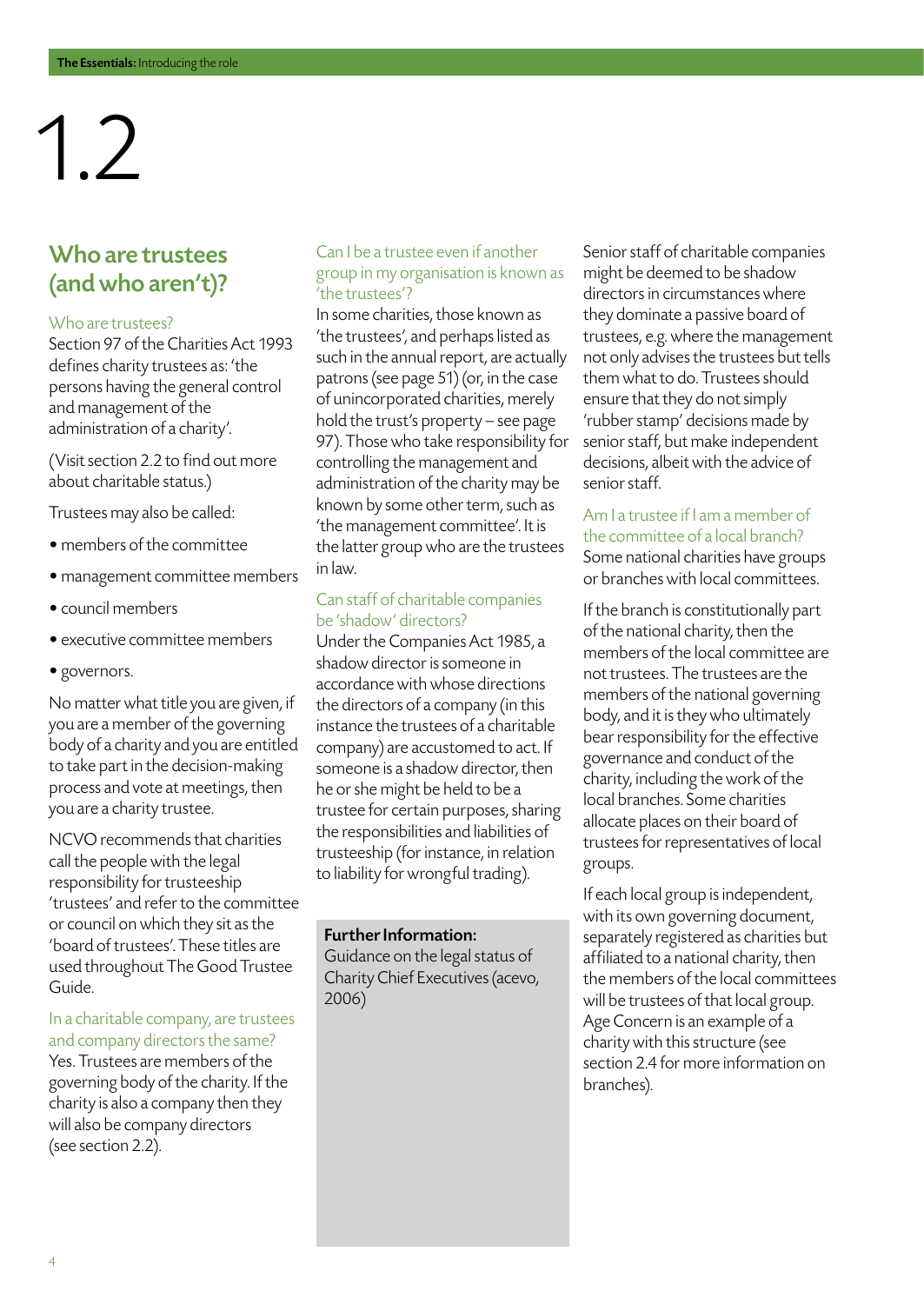# 1.2

## Who are trustees (and who aren't)?

### Who are trustees?

Section 97 of the Charities Act 1993 defines charity trustees as: 'the persons having the general control and management of the administration of a charity'.

(Visit section 2.2 to find out more about charitable status.)

Trustees may also be called:

- members of the committee
- management committee members
- council members
- executive committee members
- governors.

No matter what title you are given, if you are a member of the governing body of a charity and you are entitled to take part in the decision-making process and vote at meetings, then you are a charity trustee.

NCVO recommends that charities call the people with the legal responsibility for trusteeship 'trustees' and refer to the committee or council on which they sit as the 'board of trustees'. These titles are used throughout The Good Trustee Guide.

### In a charitable company, are trustees and company directors the same?

Yes. Trustees are members of the governing body of the charity. If the charity is also a company then they will also be company directors (see section 2.2).

### Can I be a trustee even if another group in my organisation is known as 'the trustees'?

In some charities, those known as 'the trustees', and perhaps listed as such in the annual report, are actually patrons (see page 51) (or, in the case of unincorporated charities, merely hold the trust's property – see page 97). Those who take responsibility for controlling the management and administration of the charity may be known by some other term, such as 'the management committee'. It is the latter group who are the trustees in law.

### Can staff of charitable companies be 'shadow' directors?

Under the Companies Act 1985, a shadow director is someone in accordance with whose directions the directors of a company (in this instance the trustees of a charitable company) are accustomed to act. If someone is a shadow director, then he or she might be held to be a trustee for certain purposes, sharing the responsibilities and liabilities of trusteeship (for instance, in relation to liability for wrongful trading).

**Further Information:**
Guidance on the legal status of Charity Chief Executives (acevo, 2006)

Senior staff of charitable companies might be deemed to be shadow directors in circumstances where they dominate a passive board of trustees, e.g. where the management not only advises the trustees but tells them what to do. Trustees should ensure that they do not simply 'rubber stamp' decisions made by senior staff, but make independent decisions, albeit with the advice of senior staff.

### Am I a trustee if I am a member of the committee of a local branch?

Some national charities have groups or branches with local committees.

If the branch is constitutionally part of the national charity, then the members of the local committee are not trustees. The trustees are the members of the national governing body, and it is they who ultimately bear responsibility for the effective governance and conduct of the charity, including the work of the local branches. Some charities allocate places on their board of trustees for representatives of local groups.

If each local group is independent, with its own governing document, separately registered as charities but affiliated to a national charity, then the members of the local committees will be trustees of that local group. Age Concern is an example of a charity with this structure (see section 2.4 for more information on branches).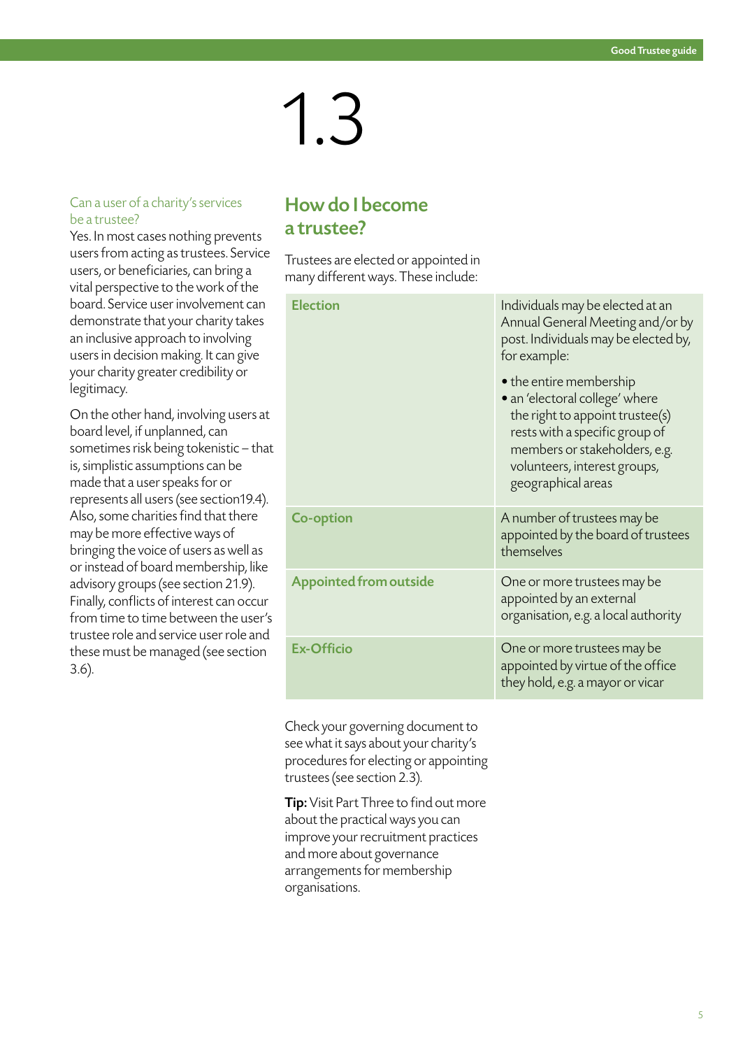# 1.3

## How do I become a trustee?

Trustees are elected or appointed in many different ways. These include:

| | |
|---|---|
| **Election** | Individuals may be elected at an Annual General Meeting and/or by post. Individuals may be elected by, for example:<br>• the entire membership<br>• an 'electoral college' where the right to appoint trustee(s) rests with a specific group of members or stakeholders, e.g. volunteers, interest groups, geographical areas |
| **Co-option** | A number of trustees may be appointed by the board of trustees themselves |
| **Appointed from outside** | One or more trustees may be appointed by an external organisation, e.g. a local authority |
| **Ex-Officio** | One or more trustees may be appointed by virtue of the office they hold, e.g. a mayor or vicar |

Check your governing document to see what it says about your charity's procedures for electing or appointing trustees (see section 2.3).

**Tip:** Visit Part Three to find out more about the practical ways you can improve your recruitment practices and more about governance arrangements for membership organisations.

### Can a user of a charity's services be a trustee?

Yes. In most cases nothing prevents users from acting as trustees. Service users, or beneficiaries, can bring a vital perspective to the work of the board. Service user involvement can demonstrate that your charity takes an inclusive approach to involving users in decision making. It can give your charity greater credibility or legitimacy.

On the other hand, involving users at board level, if unplanned, can sometimes risk being tokenistic – that is, simplistic assumptions can be made that a user speaks for or represents all users (see section19.4). Also, some charities find that there may be more effective ways of bringing the voice of users as well as or instead of board membership, like advisory groups (see section 21.9). Finally, conflicts of interest can occur from time to time between the user's trustee role and service user role and these must be managed (see section 3.6).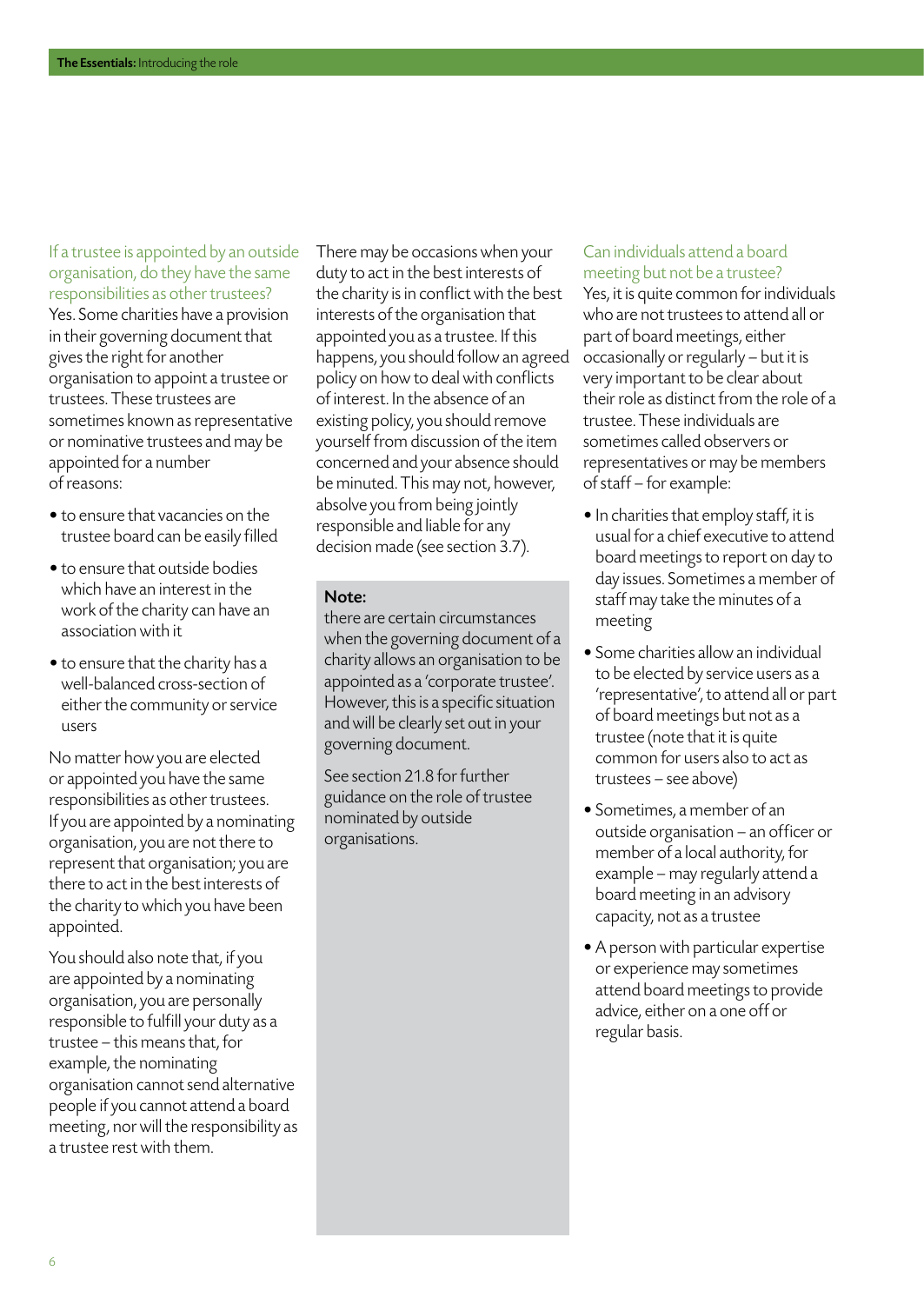### If a trustee is appointed by an outside organisation, do they have the same responsibilities as other trustees?

Yes. Some charities have a provision in their governing document that gives the right for another organisation to appoint a trustee or trustees. These trustees are sometimes known as representative or nominative trustees and may be appointed for a number of reasons:

- to ensure that vacancies on the trustee board can be easily filled
- to ensure that outside bodies which have an interest in the work of the charity can have an association with it
- to ensure that the charity has a well-balanced cross-section of either the community or service users

No matter how you are elected or appointed you have the same responsibilities as other trustees. If you are appointed by a nominating organisation, you are not there to represent that organisation; you are there to act in the best interests of the charity to which you have been appointed.

You should also note that, if you are appointed by a nominating organisation, you are personally responsible to fulfill your duty as a trustee – this means that, for example, the nominating organisation cannot send alternative people if you cannot attend a board meeting, nor will the responsibility as a trustee rest with them.

There may be occasions when your duty to act in the best interests of the charity is in conflict with the best interests of the organisation that appointed you as a trustee. If this happens, you should follow an agreed policy on how to deal with conflicts of interest. In the absence of an existing policy, you should remove yourself from discussion of the item concerned and your absence should be minuted. This may not, however, absolve you from being jointly responsible and liable for any decision made (see section 3.7).

> **Note:**
> there are certain circumstances when the governing document of a charity allows an organisation to be appointed as a 'corporate trustee'. However, this is a specific situation and will be clearly set out in your governing document.
>
> See section 21.8 for further guidance on the role of trustee nominated by outside organisations.

### Can individuals attend a board meeting but not be a trustee?

Yes, it is quite common for individuals who are not trustees to attend all or part of board meetings, either occasionally or regularly – but it is very important to be clear about their role as distinct from the role of a trustee. These individuals are sometimes called observers or representatives or may be members of staff – for example:

- In charities that employ staff, it is usual for a chief executive to attend board meetings to report on day to day issues. Sometimes a member of staff may take the minutes of a meeting
- Some charities allow an individual to be elected by service users as a 'representative', to attend all or part of board meetings but not as a trustee (note that it is quite common for users also to act as trustees – see above)
- Sometimes, a member of an outside organisation – an officer or member of a local authority, for example – may regularly attend a board meeting in an advisory capacity, not as a trustee
- A person with particular expertise or experience may sometimes attend board meetings to provide advice, either on a one off or regular basis.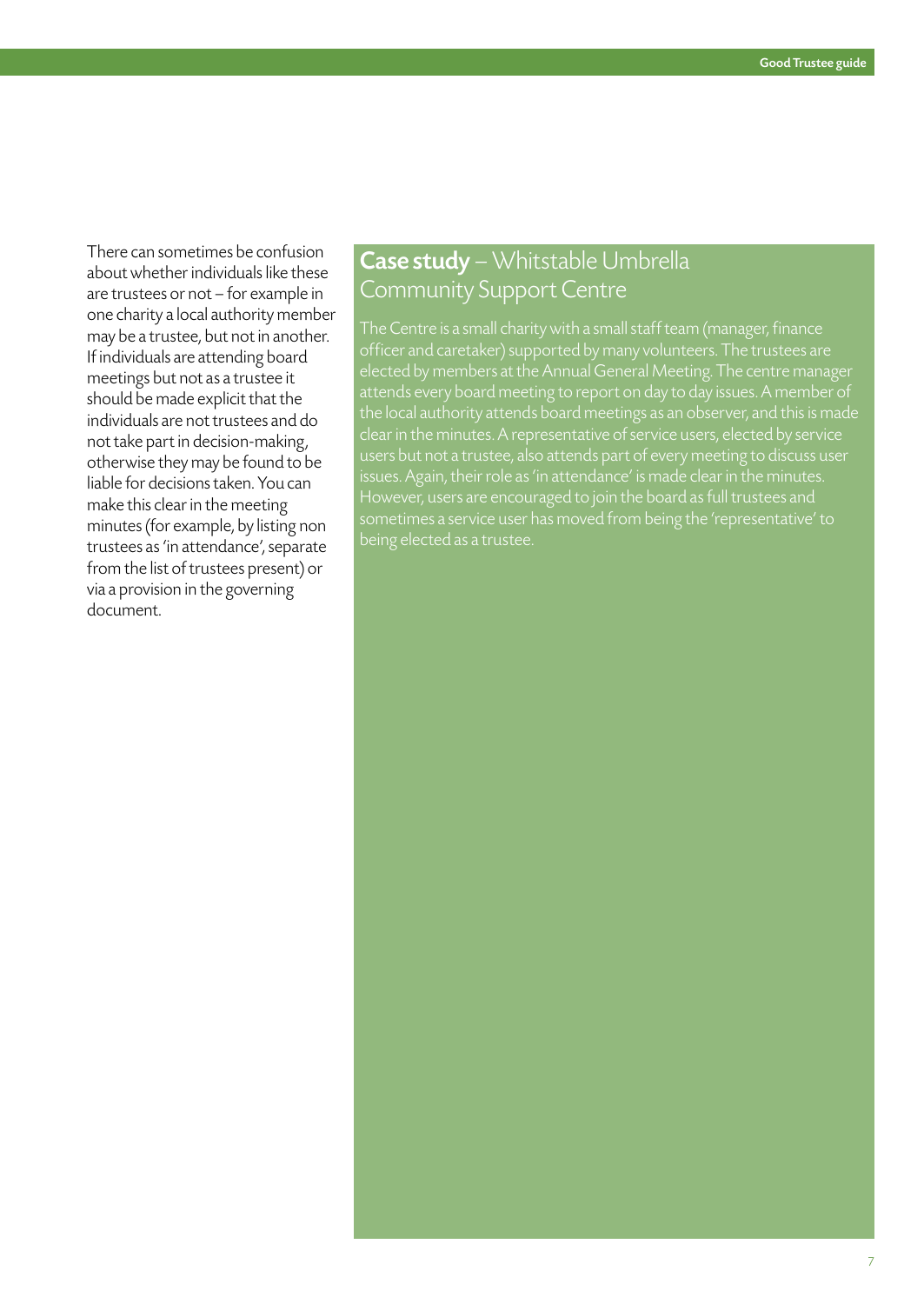There can sometimes be confusion about whether individuals like these are trustees or not – for example in one charity a local authority member may be a trustee, but not in another. If individuals are attending board meetings but not as a trustee it should be made explicit that the individuals are not trustees and do not take part in decision-making, otherwise they may be found to be liable for decisions taken. You can make this clear in the meeting minutes (for example, by listing non trustees as 'in attendance', separate from the list of trustees present) or via a provision in the governing document.

## **Case study** – Whitstable Umbrella Community Support Centre

The Centre is a small charity with a small staff team (manager, finance officer and caretaker) supported by many volunteers. The trustees are elected by members at the Annual General Meeting. The centre manager attends every board meeting to report on day to day issues. A member of the local authority attends board meetings as an observer, and this is made clear in the minutes. A representative of service users, elected by service users but not a trustee, also attends part of every meeting to discuss user issues. Again, their role as 'in attendance' is made clear in the minutes. However, users are encouraged to join the board as full trustees and sometimes a service user has moved from being the 'representative' to being elected as a trustee.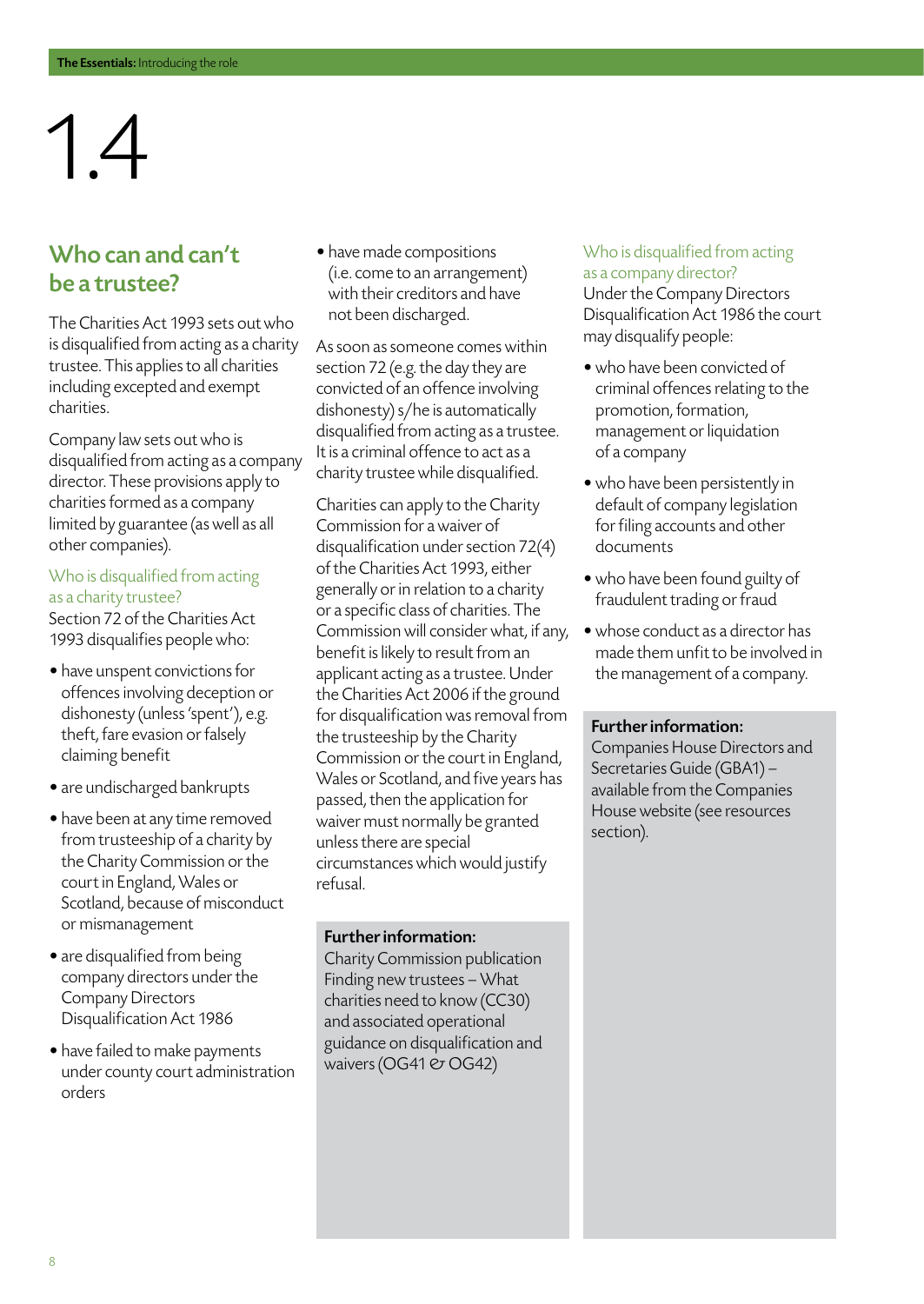# 1.4

## Who can and can't be a trustee?

The Charities Act 1993 sets out who is disqualified from acting as a charity trustee. This applies to all charities including excepted and exempt charities.

Company law sets out who is disqualified from acting as a company director. These provisions apply to charities formed as a company limited by guarantee (as well as all other companies).

### Who is disqualified from acting as a charity trustee?

Section 72 of the Charities Act 1993 disqualifies people who:

- have unspent convictions for offences involving deception or dishonesty (unless 'spent'), e.g. theft, fare evasion or falsely claiming benefit
- are undischarged bankrupts
- have been at any time removed from trusteeship of a charity by the Charity Commission or the court in England, Wales or Scotland, because of misconduct or mismanagement
- are disqualified from being company directors under the Company Directors Disqualification Act 1986
- have failed to make payments under county court administration orders
- have made compositions (i.e. come to an arrangement) with their creditors and have not been discharged.

As soon as someone comes within section 72 (e.g. the day they are convicted of an offence involving dishonesty) s/he is automatically disqualified from acting as a trustee. It is a criminal offence to act as a charity trustee while disqualified.

Charities can apply to the Charity Commission for a waiver of disqualification under section 72(4) of the Charities Act 1993, either generally or in relation to a charity or a specific class of charities. The Commission will consider what, if any, benefit is likely to result from an applicant acting as a trustee. Under the Charities Act 2006 if the ground for disqualification was removal from the trusteeship by the Charity Commission or the court in England, Wales or Scotland, and five years has passed, then the application for waiver must normally be granted unless there are special circumstances which would justify refusal.

**Further information:**
Charity Commission publication Finding new trustees – What charities need to know (CC30) and associated operational guidance on disqualification and waivers (OG41 & OG42)

### Who is disqualified from acting as a company director?

Under the Company Directors Disqualification Act 1986 the court may disqualify people:

- who have been convicted of criminal offences relating to the promotion, formation, management or liquidation of a company
- who have been persistently in default of company legislation for filing accounts and other documents
- who have been found guilty of fraudulent trading or fraud
- whose conduct as a director has made them unfit to be involved in the management of a company.

**Further information:**
Companies House Directors and Secretaries Guide (GBA1) – available from the Companies House website (see resources section).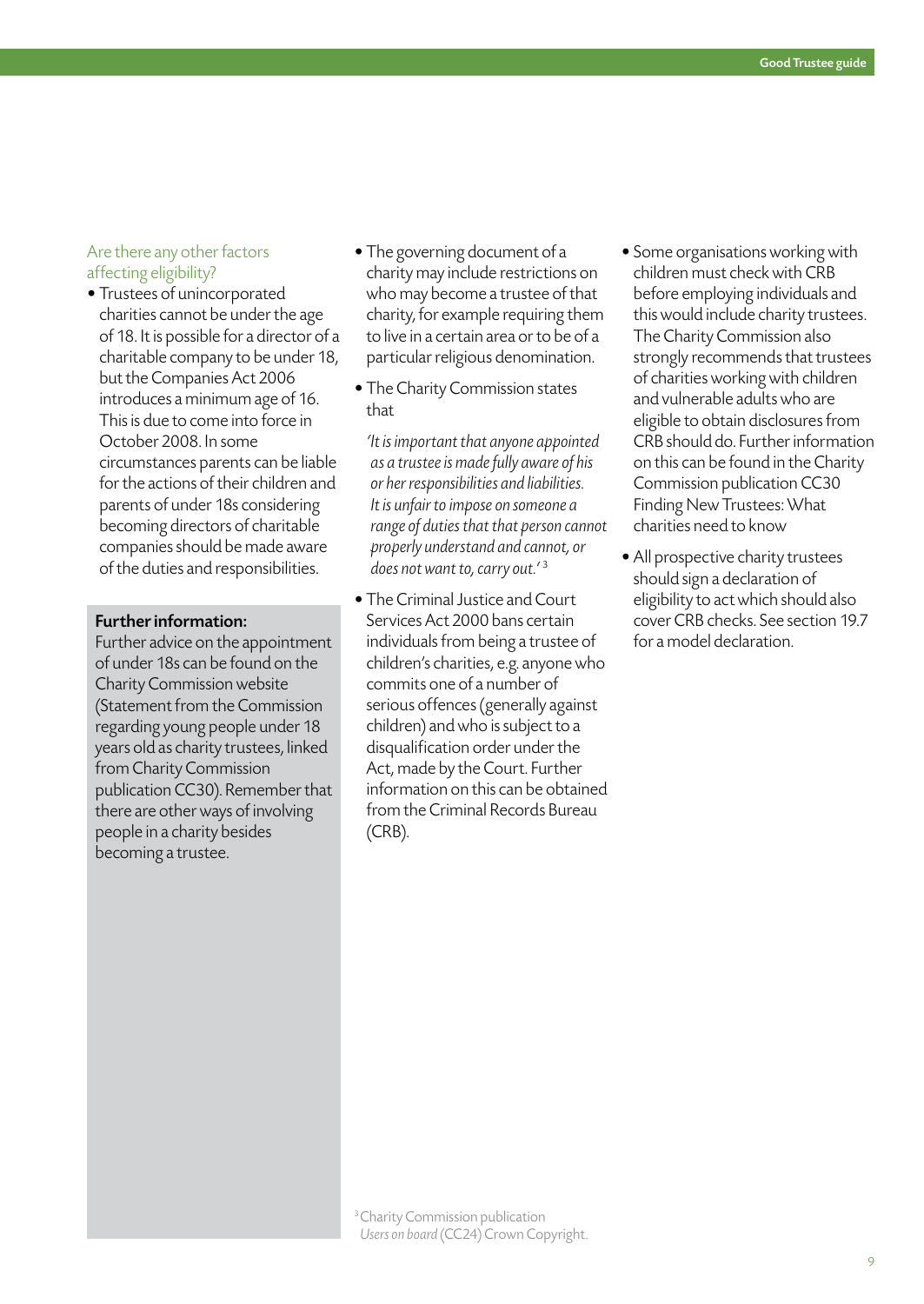### Are there any other factors affecting eligibility?

- Trustees of unincorporated charities cannot be under the age of 18. It is possible for a director of a charitable company to be under 18, but the Companies Act 2006 introduces a minimum age of 16. This is due to come into force in October 2008. In some circumstances parents can be liable for the actions of their children and parents of under 18s considering becoming directors of charitable companies should be made aware of the duties and responsibilities.

**Further information:**
Further advice on the appointment of under 18s can be found on the Charity Commission website (Statement from the Commission regarding young people under 18 years old as charity trustees, linked from Charity Commission publication CC30). Remember that there are other ways of involving people in a charity besides becoming a trustee.

- The governing document of a charity may include restrictions on who may become a trustee of that charity, for example requiring them to live in a certain area or to be of a particular religious denomination.
- The Charity Commission states that

  *'It is important that anyone appointed as a trustee is made fully aware of his or her responsibilities and liabilities. It is unfair to impose on someone a range of duties that that person cannot properly understand and cannot, or does not want to, carry out.'* [3]

- The Criminal Justice and Court Services Act 2000 bans certain individuals from being a trustee of children's charities, e.g. anyone who commits one of a number of serious offences (generally against children) and who is subject to a disqualification order under the Act, made by the Court. Further information on this can be obtained from the Criminal Records Bureau (CRB).
- Some organisations working with children must check with CRB before employing individuals and this would include charity trustees. The Charity Commission also strongly recommends that trustees of charities working with children and vulnerable adults who are eligible to obtain disclosures from CRB should do. Further information on this can be found in the Charity Commission publication CC30 Finding New Trustees: What charities need to know
- All prospective charity trustees should sign a declaration of eligibility to act which should also cover CRB checks. See section 19.7 for a model declaration.

[3] Charity Commission publication *Users on board* (CC24) Crown Copyright.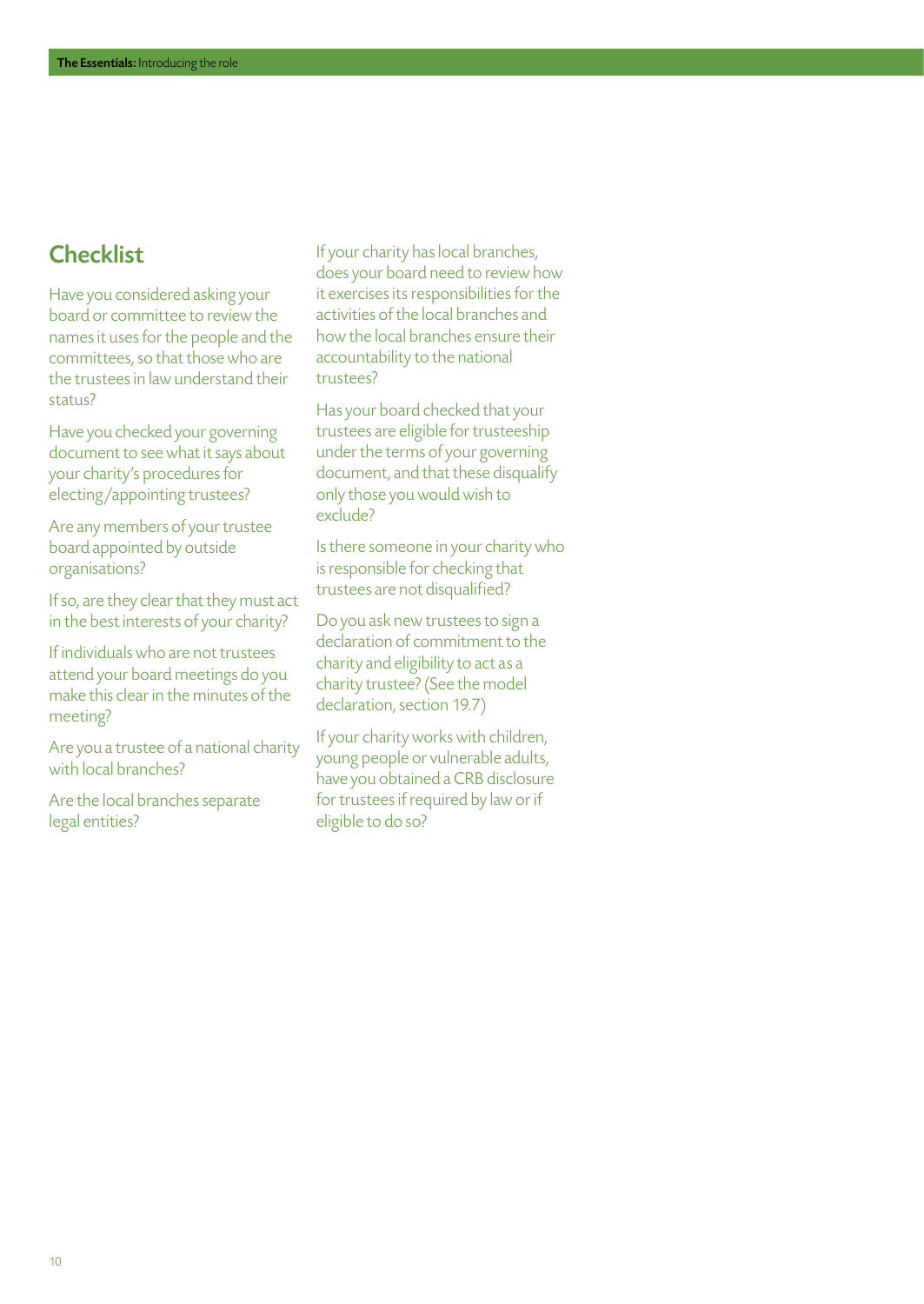## Checklist

Have you considered asking your board or committee to review the names it uses for the people and the committees, so that those who are the trustees in law understand their status?

Have you checked your governing document to see what it says about your charity's procedures for electing/appointing trustees?

Are any members of your trustee board appointed by outside organisations?

If so, are they clear that they must act in the best interests of your charity?

If individuals who are not trustees attend your board meetings do you make this clear in the minutes of the meeting?

Are you a trustee of a national charity with local branches?

Are the local branches separate legal entities?

If your charity has local branches, does your board need to review how it exercises its responsibilities for the activities of the local branches and how the local branches ensure their accountability to the national trustees?

Has your board checked that your trustees are eligible for trusteeship under the terms of your governing document, and that these disqualify only those you would wish to exclude?

Is there someone in your charity who is responsible for checking that trustees are not disqualified?

Do you ask new trustees to sign a declaration of commitment to the charity and eligibility to act as a charity trustee? (See the model declaration, section 19.7)

If your charity works with children, young people or vulnerable adults, have you obtained a CRB disclosure for trustees if required by law or if eligible to do so?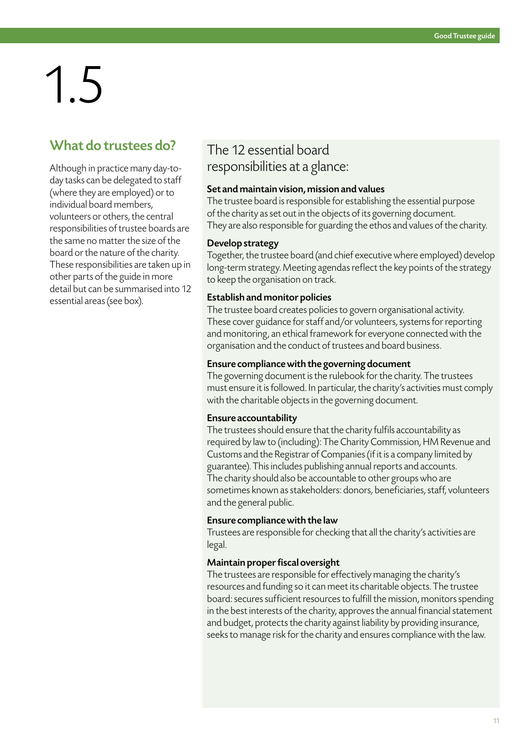# 1.5

## What do trustees do?

Although in practice many day-to-day tasks can be delegated to staff (where they are employed) or to individual board members, volunteers or others, the central responsibilities of trustee boards are the same no matter the size of the board or the nature of the charity. These responsibilities are taken up in other parts of the guide in more detail but can be summarised into 12 essential areas (see box).

## The 12 essential board responsibilities at a glance:

**Set and maintain vision, mission and values**
The trustee board is responsible for establishing the essential purpose of the charity as set out in the objects of its governing document. They are also responsible for guarding the ethos and values of the charity.

**Develop strategy**
Together, the trustee board (and chief executive where employed) develop long-term strategy. Meeting agendas reflect the key points of the strategy to keep the organisation on track.

**Establish and monitor policies**
The trustee board creates policies to govern organisational activity. These cover guidance for staff and/or volunteers, systems for reporting and monitoring, an ethical framework for everyone connected with the organisation and the conduct of trustees and board business.

**Ensure compliance with the governing document**
The governing document is the rulebook for the charity. The trustees must ensure it is followed. In particular, the charity's activities must comply with the charitable objects in the governing document.

**Ensure accountability**
The trustees should ensure that the charity fulfils accountability as required by law to (including): The Charity Commission, HM Revenue and Customs and the Registrar of Companies (if it is a company limited by guarantee). This includes publishing annual reports and accounts. The charity should also be accountable to other groups who are sometimes known as stakeholders: donors, beneficiaries, staff, volunteers and the general public.

**Ensure compliance with the law**
Trustees are responsible for checking that all the charity's activities are legal.

**Maintain proper fiscal oversight**
The trustees are responsible for effectively managing the charity's resources and funding so it can meet its charitable objects. The trustee board: secures sufficient resources to fulfill the mission, monitors spending in the best interests of the charity, approves the annual financial statement and budget, protects the charity against liability by providing insurance, seeks to manage risk for the charity and ensures compliance with the law.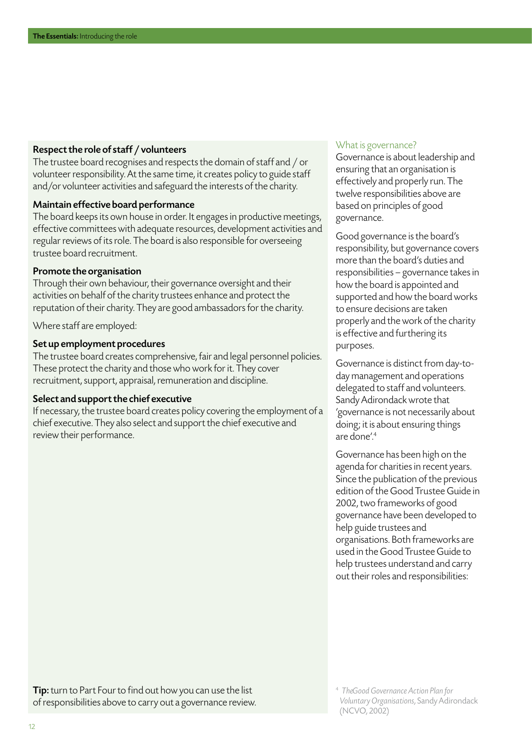### Respect the role of staff / volunteers

The trustee board recognises and respects the domain of staff and / or volunteer responsibility. At the same time, it creates policy to guide staff and/or volunteer activities and safeguard the interests of the charity.

### Maintain effective board performance

The board keeps its own house in order. It engages in productive meetings, effective committees with adequate resources, development activities and regular reviews of its role. The board is also responsible for overseeing trustee board recruitment.

### Promote the organisation

Through their own behaviour, their governance oversight and their activities on behalf of the charity trustees enhance and protect the reputation of their charity. They are good ambassadors for the charity.

Where staff are employed:

### Set up employment procedures

The trustee board creates comprehensive, fair and legal personnel policies. These protect the charity and those who work for it. They cover recruitment, support, appraisal, remuneration and discipline.

### Select and support the chief executive

If necessary, the trustee board creates policy covering the employment of a chief executive. They also select and support the chief executive and review their performance.

**Tip:** turn to Part Four to find out how you can use the list of responsibilities above to carry out a governance review.

## What is governance?

Governance is about leadership and ensuring that an organisation is effectively and properly run. The twelve responsibilities above are based on principles of good governance.

Good governance is the board's responsibility, but governance covers more than the board's duties and responsibilities – governance takes in how the board is appointed and supported and how the board works to ensure decisions are taken properly and the work of the charity is effective and furthering its purposes.

Governance is distinct from day-to-day management and operations delegated to staff and volunteers. Sandy Adirondack wrote that 'governance is not necessarily about doing; it is about ensuring things are done'.[4]

Governance has been high on the agenda for charities in recent years. Since the publication of the previous edition of the Good Trustee Guide in 2002, two frameworks of good governance have been developed to help guide trustees and organisations. Both frameworks are used in the Good Trustee Guide to help trustees understand and carry out their roles and responsibilities:

[4] *The Good Governance Action Plan for Voluntary Organisations*, Sandy Adirondack (NCVO, 2002)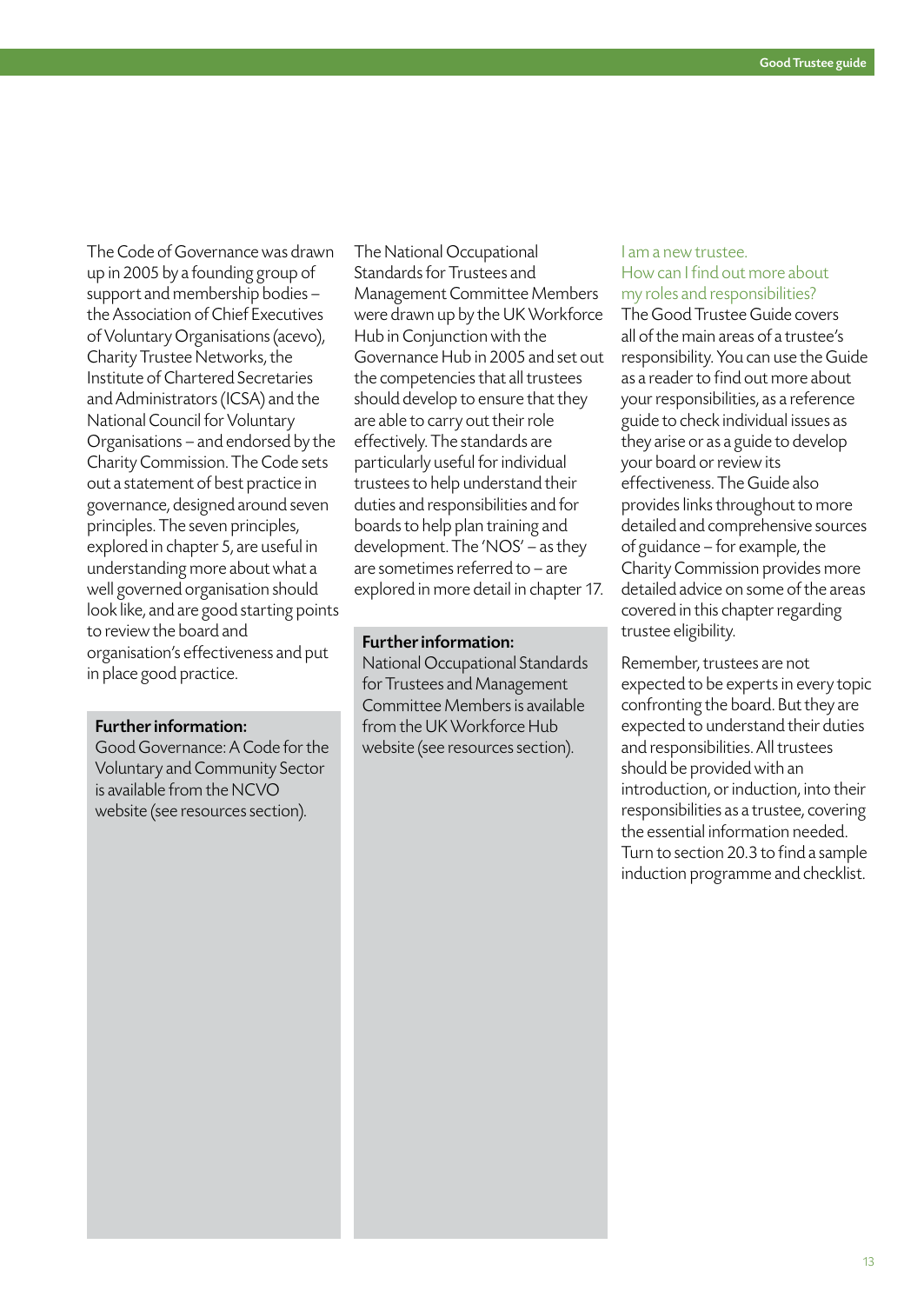The Code of Governance was drawn up in 2005 by a founding group of support and membership bodies – the Association of Chief Executives of Voluntary Organisations (acevo), Charity Trustee Networks, the Institute of Chartered Secretaries and Administrators (ICSA) and the National Council for Voluntary Organisations – and endorsed by the Charity Commission. The Code sets out a statement of best practice in governance, designed around seven principles. The seven principles, explored in chapter 5, are useful in understanding more about what a well governed organisation should look like, and are good starting points to review the board and organisation's effectiveness and put in place good practice.

**Further information:**
Good Governance: A Code for the Voluntary and Community Sector is available from the NCVO website (see resources section).

The National Occupational Standards for Trustees and Management Committee Members were drawn up by the UK Workforce Hub in Conjunction with the Governance Hub in 2005 and set out the competencies that all trustees should develop to ensure that they are able to carry out their role effectively. The standards are particularly useful for individual trustees to help understand their duties and responsibilities and for boards to help plan training and development. The 'NOS' – as they are sometimes referred to – are explored in more detail in chapter 17.

**Further information:**
National Occupational Standards for Trustees and Management Committee Members is available from the UK Workforce Hub website (see resources section).

### I am a new trustee. How can I find out more about my roles and responsibilities?

The Good Trustee Guide covers all of the main areas of a trustee's responsibility. You can use the Guide as a reader to find out more about your responsibilities, as a reference guide to check individual issues as they arise or as a guide to develop your board or review its effectiveness. The Guide also provides links throughout to more detailed and comprehensive sources of guidance – for example, the Charity Commission provides more detailed advice on some of the areas covered in this chapter regarding trustee eligibility.

Remember, trustees are not expected to be experts in every topic confronting the board. But they are expected to understand their duties and responsibilities. All trustees should be provided with an introduction, or induction, into their responsibilities as a trustee, covering the essential information needed. Turn to section 20.3 to find a sample induction programme and checklist.